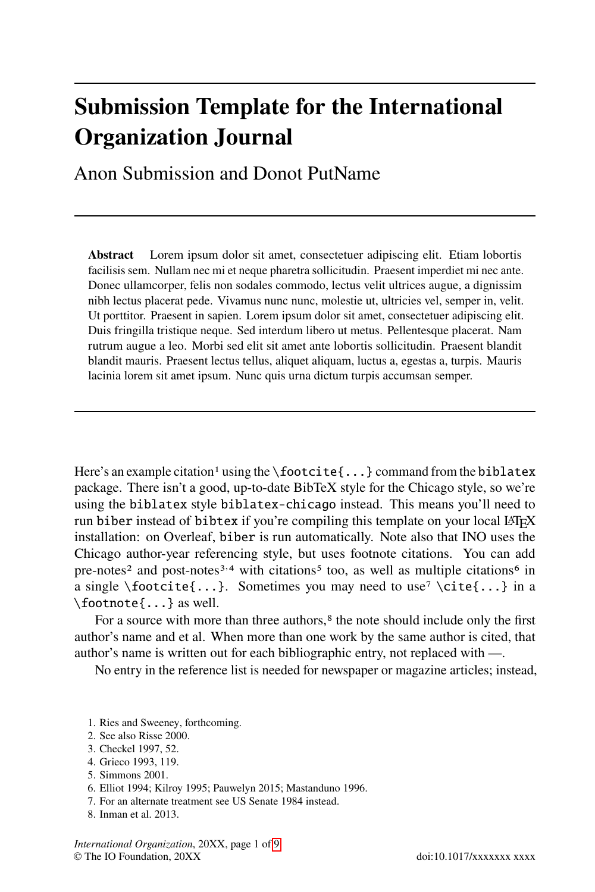# Submission Template for the International Organization Journal

Anon Submission and Donot PutName

**Abstract** Lorem ipsum dolor sit amet, consectetuer adipiscing elit. Etiam lobortis facilisis sem. Nullam nec mi et neque pharetra sollicitudin. Praesent imperdiet mi nec ante. Donec ullamcorper, felis non sodales commodo, lectus velit ultrices augue, a dignissim nibh lectus placerat pede. Vivamus nunc nunc, molestie ut, ultricies vel, semper in, velit. Ut porttitor. Praesent in sapien. Lorem ipsum dolor sit amet, consectetuer adipiscing elit. Duis fringilla tristique neque. Sed interdum libero ut metus. Pellentesque placerat. Nam rutrum augue a leo. Morbi sed elit sit amet ante lobortis sollicitudin. Praesent blandit blandit mauris. Praesent lectus tellus, aliquet aliquam, luctus a, egestas a, turpis. Mauris lacinia lorem sit amet ipsum. Nunc quis urna dictum turpis accumsan semper.

Here's an example citation[1] using the `\footcite{...}` command from the `biblatex` package. There isn't a good, up-to-date BibTeX style for the Chicago style, so we're using the `biblatex` style `biblatex-chicago` instead. This means you'll need to run `biber` instead of `bibtex` if you're compiling this template on your local LaTeX installation: on Overleaf, `biber` is run automatically. Note also that INO uses the Chicago author-year referencing style, but uses footnote citations. You can add pre-notes[2] and post-notes[3,4] with citations[5] too, as well as multiple citations[6] in a single `\footcite{...}`. Sometimes you may need to use[7] `\cite{...}` in a `\footnote{...}` as well.

For a source with more than three authors,[8] the note should include only the first author's name and et al. When more than one work by the same author is cited, that author's name is written out for each bibliographic entry, not replaced with —.

No entry in the reference list is needed for newspaper or magazine articles; instead,

1. Ries and Sweeney, forthcoming.
2. See also Risse 2000.
3. Checkel 1997, 52.
4. Grieco 1993, 119.
5. Simmons 2001.
6. Elliot 1994; Kilroy 1995; Pauwelyn 2015; Mastanduno 1996.
7. For an alternate treatment see US Senate 1984 instead.
8. Inman et al. 2013.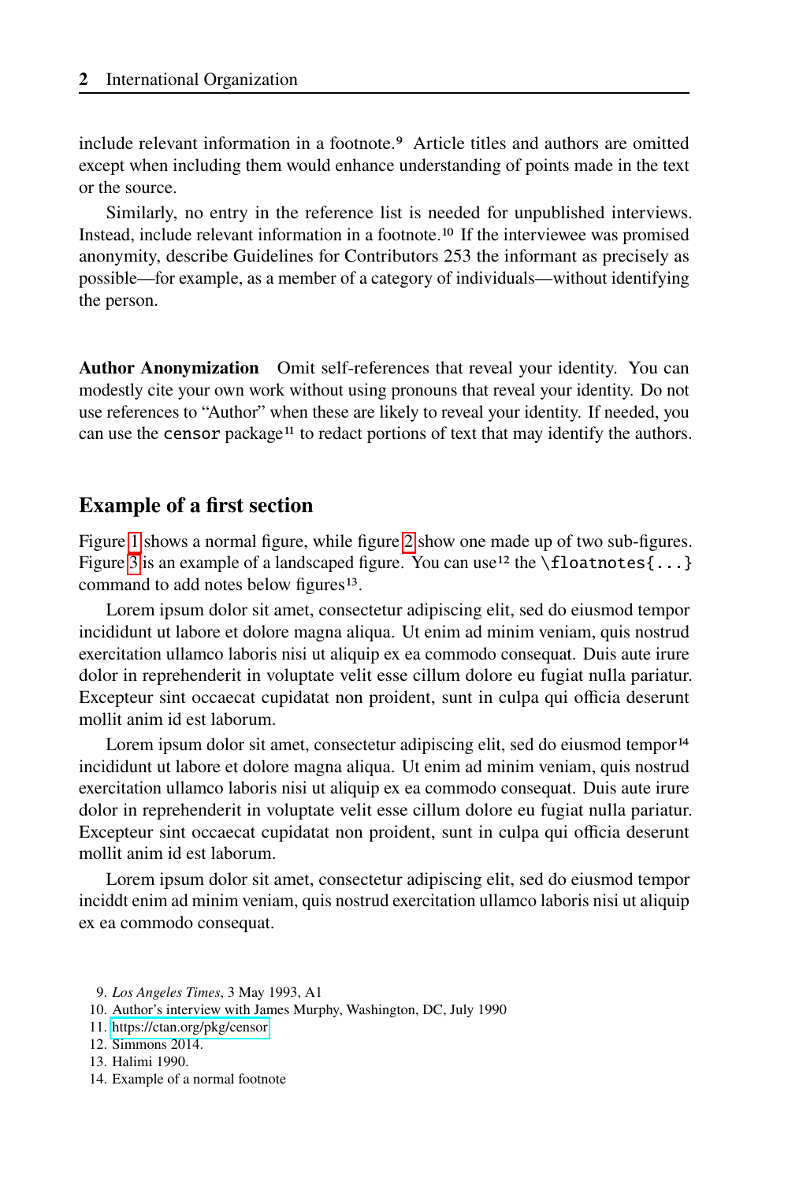include relevant information in a footnote.[9] Article titles and authors are omitted except when including them would enhance understanding of points made in the text or the source.

Similarly, no entry in the reference list is needed for unpublished interviews. Instead, include relevant information in a footnote.[10] If the interviewee was promised anonymity, describe Guidelines for Contributors 253 the informant as precisely as possible—for example, as a member of a category of individuals—without identifying the person.

**Author Anonymization** Omit self-references that reveal your identity. You can modestly cite your own work without using pronouns that reveal your identity. Do not use references to "Author" when these are likely to reveal your identity. If needed, you can use the `censor` package[11] to redact portions of text that may identify the authors.

## Example of a first section

Figure 1 shows a normal figure, while figure 2 show one made up of two sub-figures. Figure 3 is an example of a landscaped figure. You can use[12] the `\floatnotes{...}` command to add notes below figures[13].

Lorem ipsum dolor sit amet, consectetur adipiscing elit, sed do eiusmod tempor incididunt ut labore et dolore magna aliqua. Ut enim ad minim veniam, quis nostrud exercitation ullamco laboris nisi ut aliquip ex ea commodo consequat. Duis aute irure dolor in reprehenderit in voluptate velit esse cillum dolore eu fugiat nulla pariatur. Excepteur sint occaecat cupidatat non proident, sunt in culpa qui officia deserunt mollit anim id est laborum.

Lorem ipsum dolor sit amet, consectetur adipiscing elit, sed do eiusmod tempor[14] incididunt ut labore et dolore magna aliqua. Ut enim ad minim veniam, quis nostrud exercitation ullamco laboris nisi ut aliquip ex ea commodo consequat. Duis aute irure dolor in reprehenderit in voluptate velit esse cillum dolore eu fugiat nulla pariatur. Excepteur sint occaecat cupidatat non proident, sunt in culpa qui officia deserunt mollit anim id est laborum.

Lorem ipsum dolor sit amet, consectetur adipiscing elit, sed do eiusmod tempor inciddt enim ad minim veniam, quis nostrud exercitation ullamco laboris nisi ut aliquip ex ea commodo consequat.

9. *Los Angeles Times*, 3 May 1993, A1
10. Author's interview with James Murphy, Washington, DC, July 1990
11. https://ctan.org/pkg/censor
12. Simmons 2014.
13. Halimi 1990.
14. Example of a normal footnote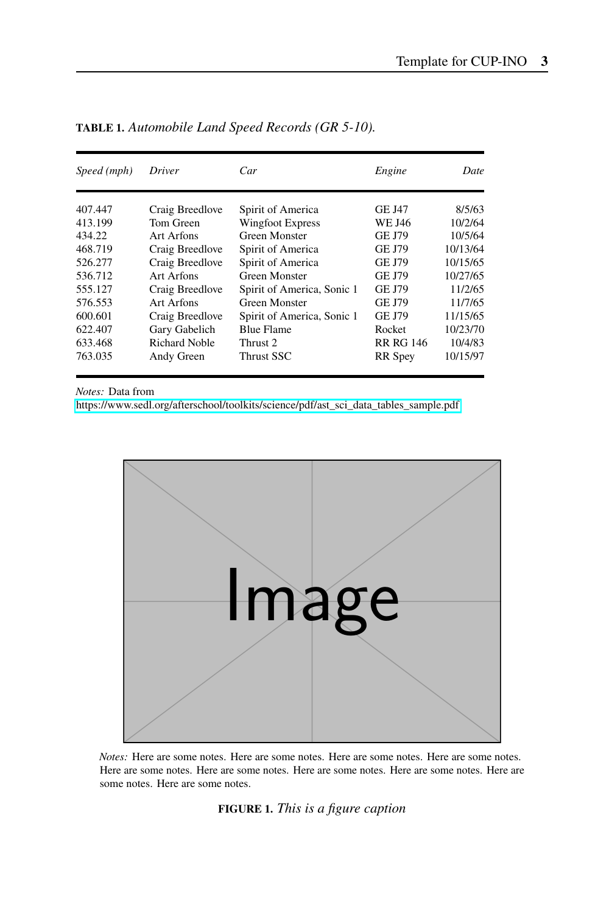**TABLE 1.** *Automobile Land Speed Records (GR 5-10).*

| *Speed (mph)* | *Driver* | *Car* | *Engine* | *Date* |
|---|---|---|---|---|
| 407.447 | Craig Breedlove | Spirit of America | GE J47 | 8/5/63 |
| 413.199 | Tom Green | Wingfoot Express | WE J46 | 10/2/64 |
| 434.22 | Art Arfons | Green Monster | GE J79 | 10/5/64 |
| 468.719 | Craig Breedlove | Spirit of America | GE J79 | 10/13/64 |
| 526.277 | Craig Breedlove | Spirit of America | GE J79 | 10/15/65 |
| 536.712 | Art Arfons | Green Monster | GE J79 | 10/27/65 |
| 555.127 | Craig Breedlove | Spirit of America, Sonic 1 | GE J79 | 11/2/65 |
| 576.553 | Art Arfons | Green Monster | GE J79 | 11/7/65 |
| 600.601 | Craig Breedlove | Spirit of America, Sonic 1 | GE J79 | 11/15/65 |
| 622.407 | Gary Gabelich | Blue Flame | Rocket | 10/23/70 |
| 633.468 | Richard Noble | Thrust 2 | RR RG 146 | 10/4/83 |
| 763.035 | Andy Green | Thrust SSC | RR Spey | 10/15/97 |

*Notes:* Data from https://www.sedl.org/afterschool/toolkits/science/pdf/ast_sci_data_tables_sample.pdf

*Notes:* Here are some notes. Here are some notes. Here are some notes. Here are some notes. Here are some notes. Here are some notes. Here are some notes. Here are some notes. Here are some notes. Here are some notes.

**FIGURE 1.** *This is a figure caption*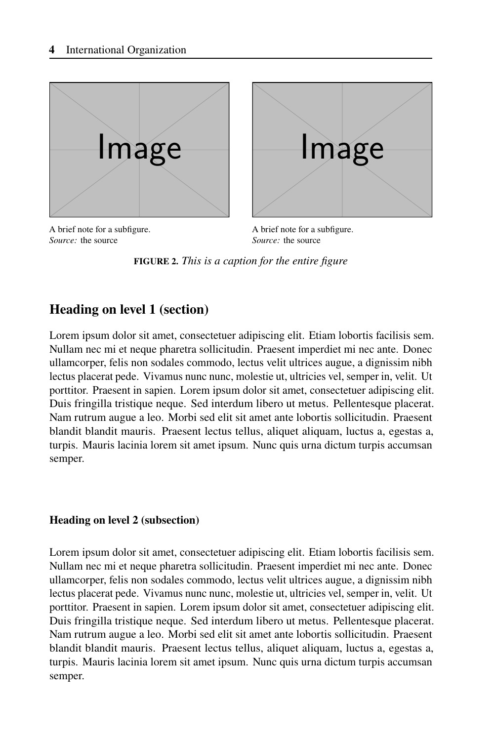A brief note for a subfigure.
*Source:* the source

A brief note for a subfigure.
*Source:* the source

**FIGURE 2.** *This is a caption for the entire figure*

# Heading on level 1 (section)

Lorem ipsum dolor sit amet, consectetuer adipiscing elit. Etiam lobortis facilisis sem. Nullam nec mi et neque pharetra sollicitudin. Praesent imperdiet mi nec ante. Donec ullamcorper, felis non sodales commodo, lectus velit ultrices augue, a dignissim nibh lectus placerat pede. Vivamus nunc nunc, molestie ut, ultricies vel, semper in, velit. Ut porttitor. Praesent in sapien. Lorem ipsum dolor sit amet, consectetuer adipiscing elit. Duis fringilla tristique neque. Sed interdum libero ut metus. Pellentesque placerat. Nam rutrum augue a leo. Morbi sed elit sit amet ante lobortis sollicitudin. Praesent blandit blandit mauris. Praesent lectus tellus, aliquet aliquam, luctus a, egestas a, turpis. Mauris lacinia lorem sit amet ipsum. Nunc quis urna dictum turpis accumsan semper.

## Heading on level 2 (subsection)

Lorem ipsum dolor sit amet, consectetuer adipiscing elit. Etiam lobortis facilisis sem. Nullam nec mi et neque pharetra sollicitudin. Praesent imperdiet mi nec ante. Donec ullamcorper, felis non sodales commodo, lectus velit ultrices augue, a dignissim nibh lectus placerat pede. Vivamus nunc nunc, molestie ut, ultricies vel, semper in, velit. Ut porttitor. Praesent in sapien. Lorem ipsum dolor sit amet, consectetuer adipiscing elit. Duis fringilla tristique neque. Sed interdum libero ut metus. Pellentesque placerat. Nam rutrum augue a leo. Morbi sed elit sit amet ante lobortis sollicitudin. Praesent blandit blandit mauris. Praesent lectus tellus, aliquet aliquam, luctus a, egestas a, turpis. Mauris lacinia lorem sit amet ipsum. Nunc quis urna dictum turpis accumsan semper.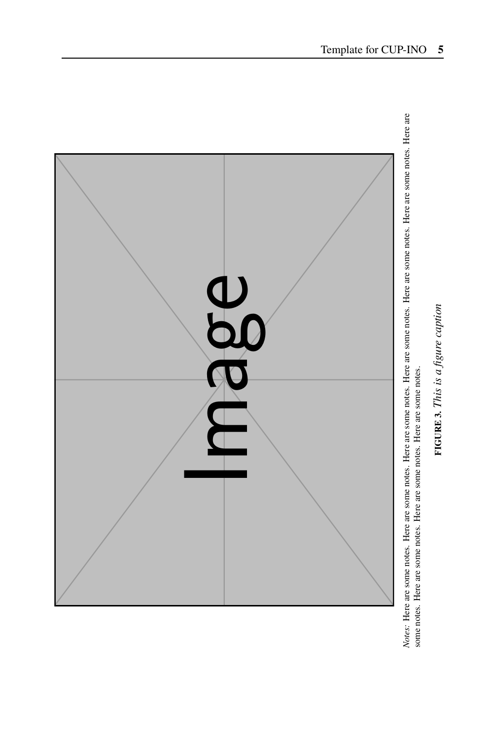*Notes:* Here are some notes. Here are some notes. Here are some notes. Here are some notes. Here are some notes. Here are some notes. Here are some notes. Here are some notes. Here are some notes. Here are some notes. Here are some notes. Here are some notes.

**FIGURE 3.** *This is a figure caption*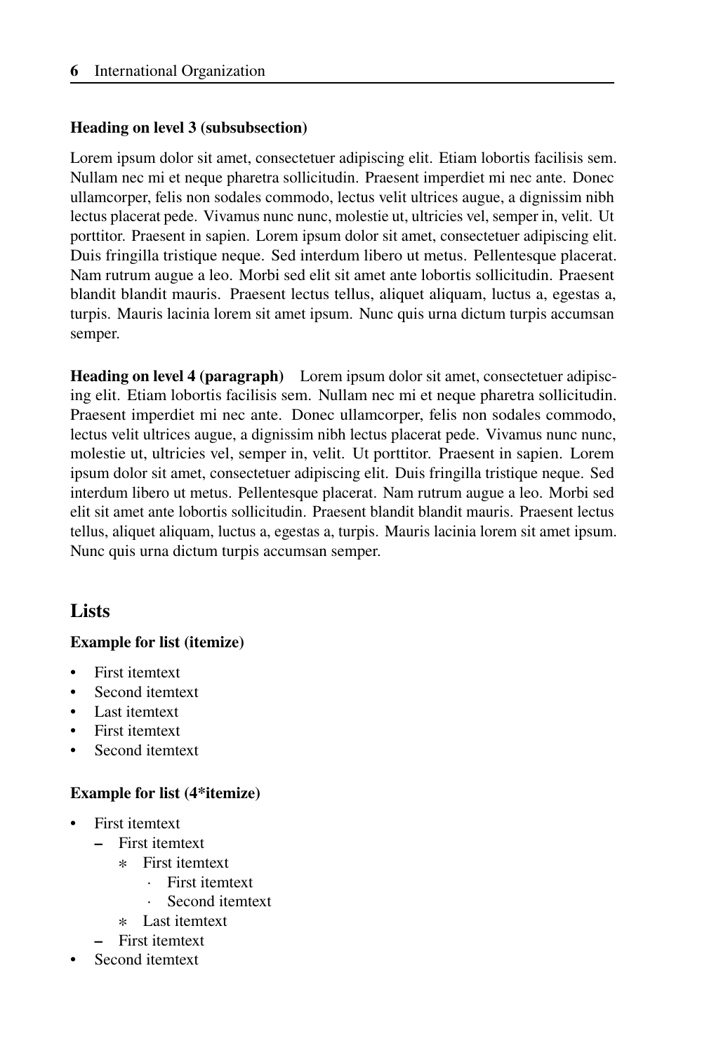### Heading on level 3 (subsubsection)

Lorem ipsum dolor sit amet, consectetuer adipiscing elit. Etiam lobortis facilisis sem. Nullam nec mi et neque pharetra sollicitudin. Praesent imperdiet mi nec ante. Donec ullamcorper, felis non sodales commodo, lectus velit ultrices augue, a dignissim nibh lectus placerat pede. Vivamus nunc nunc, molestie ut, ultricies vel, semper in, velit. Ut porttitor. Praesent in sapien. Lorem ipsum dolor sit amet, consectetuer adipiscing elit. Duis fringilla tristique neque. Sed interdum libero ut metus. Pellentesque placerat. Nam rutrum augue a leo. Morbi sed elit sit amet ante lobortis sollicitudin. Praesent blandit blandit mauris. Praesent lectus tellus, aliquet aliquam, luctus a, egestas a, turpis. Mauris lacinia lorem sit amet ipsum. Nunc quis urna dictum turpis accumsan semper.

**Heading on level 4 (paragraph)** Lorem ipsum dolor sit amet, consectetuer adipiscing elit. Etiam lobortis facilisis sem. Nullam nec mi et neque pharetra sollicitudin. Praesent imperdiet mi nec ante. Donec ullamcorper, felis non sodales commodo, lectus velit ultrices augue, a dignissim nibh lectus placerat pede. Vivamus nunc nunc, molestie ut, ultricies vel, semper in, velit. Ut porttitor. Praesent in sapien. Lorem ipsum dolor sit amet, consectetuer adipiscing elit. Duis fringilla tristique neque. Sed interdum libero ut metus. Pellentesque placerat. Nam rutrum augue a leo. Morbi sed elit sit amet ante lobortis sollicitudin. Praesent blandit blandit mauris. Praesent lectus tellus, aliquet aliquam, luctus a, egestas a, turpis. Mauris lacinia lorem sit amet ipsum. Nunc quis urna dictum turpis accumsan semper.

## Lists

### Example for list (itemize)

- First itemtext
- Second itemtext
- Last itemtext
- First itemtext
- Second itemtext

### Example for list (4*itemize)

- First itemtext
  - First itemtext
    - First itemtext
      - First itemtext
      - Second itemtext
    - Last itemtext
  - First itemtext
- Second itemtext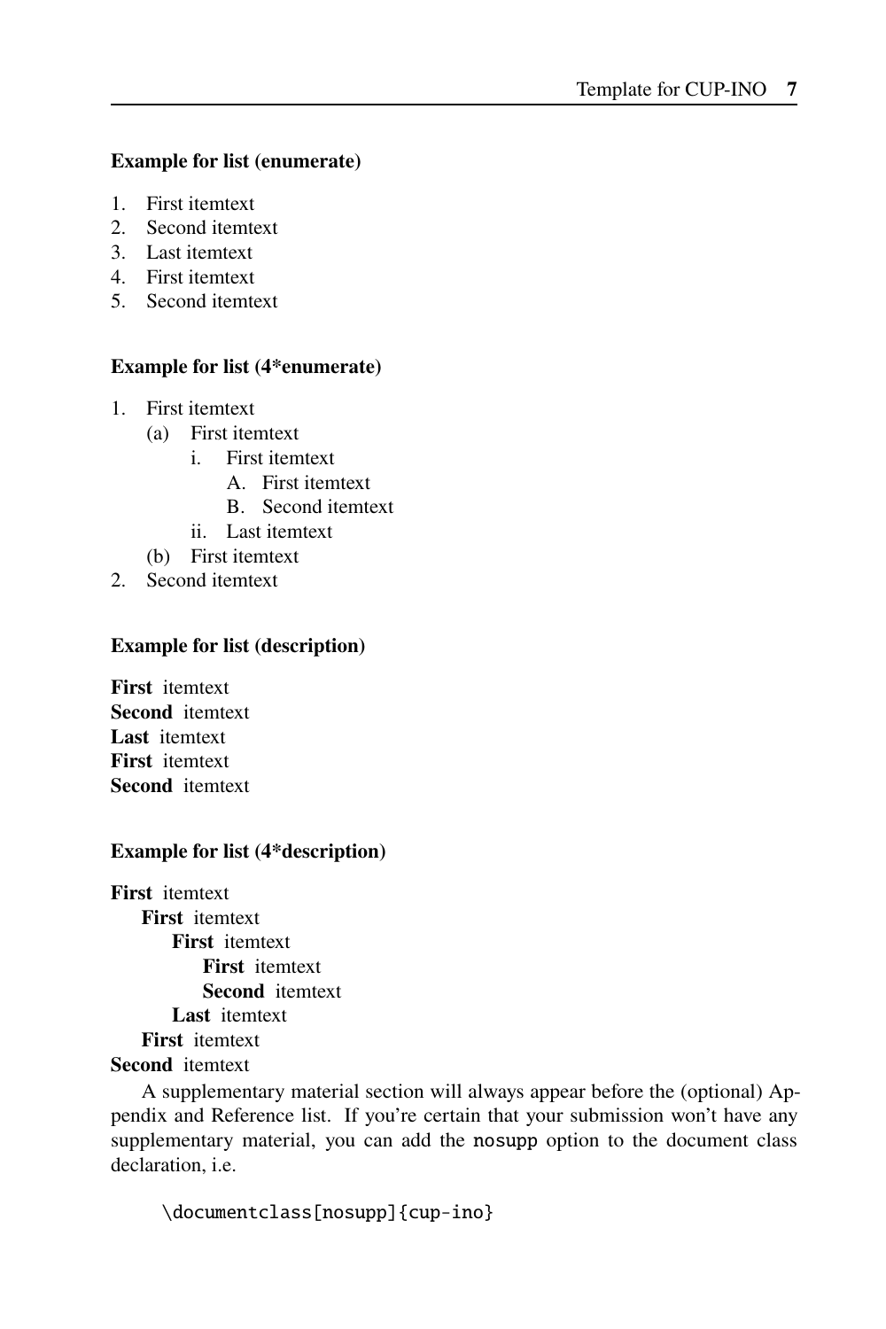**Example for list (enumerate)**

1. First itemtext
2. Second itemtext
3. Last itemtext
4. First itemtext
5. Second itemtext

**Example for list (4*enumerate)**

1. First itemtext
    (a) First itemtext
        i. First itemtext
            A. First itemtext
            B. Second itemtext
        ii. Last itemtext
    (b) First itemtext
2. Second itemtext

**Example for list (description)**

**First** itemtext
**Second** itemtext
**Last** itemtext
**First** itemtext
**Second** itemtext

**Example for list (4*description)**

**First** itemtext
    **First** itemtext
        **First** itemtext
            **First** itemtext
            **Second** itemtext
        **Last** itemtext
    **First** itemtext
**Second** itemtext

A supplementary material section will always appear before the (optional) Appendix and Reference list. If you're certain that your submission won't have any supplementary material, you can add the `nosupp` option to the document class declaration, i.e.

```
\documentclass[nosupp]{cup-ino}
```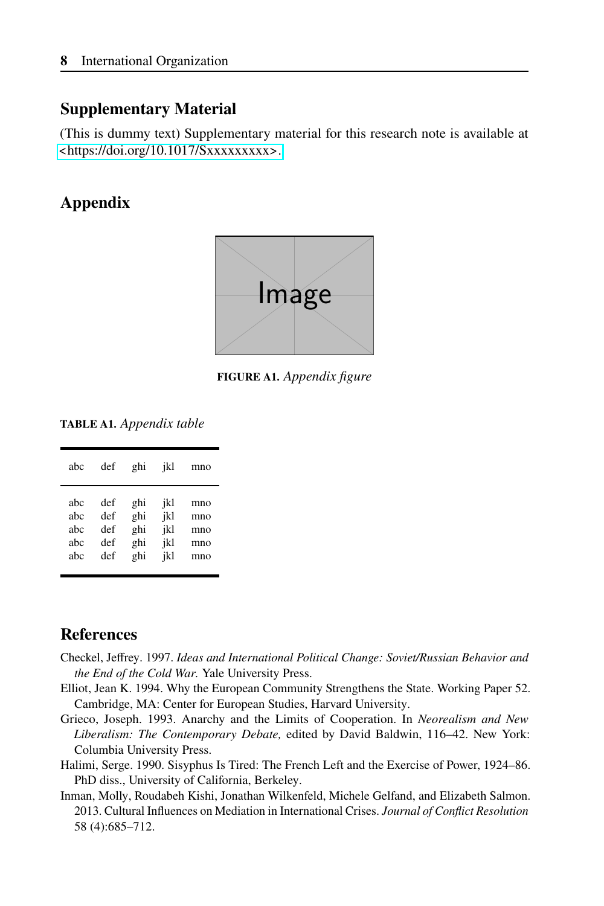## Supplementary Material

(This is dummy text) Supplementary material for this research note is available at <https://doi.org/10.1017/Sxxxxxxxxx>.

## Appendix

**FIGURE A1.** *Appendix figure*

**TABLE A1.** *Appendix table*

| abc | def | ghi | jkl | mno |
|---|---|---|---|---|
| abc | def | ghi | jkl | mno |
| abc | def | ghi | jkl | mno |
| abc | def | ghi | jkl | mno |
| abc | def | ghi | jkl | mno |
| abc | def | ghi | jkl | mno |

## References

Checkel, Jeffrey. 1997. *Ideas and International Political Change: Soviet/Russian Behavior and the End of the Cold War.* Yale University Press.

Elliot, Jean K. 1994. Why the European Community Strengthens the State. Working Paper 52. Cambridge, MA: Center for European Studies, Harvard University.

Grieco, Joseph. 1993. Anarchy and the Limits of Cooperation. In *Neorealism and New Liberalism: The Contemporary Debate,* edited by David Baldwin, 116–42. New York: Columbia University Press.

Halimi, Serge. 1990. Sisyphus Is Tired: The French Left and the Exercise of Power, 1924–86. PhD diss., University of California, Berkeley.

Inman, Molly, Roudabeh Kishi, Jonathan Wilkenfeld, Michele Gelfand, and Elizabeth Salmon. 2013. Cultural Influences on Mediation in International Crises. *Journal of Conflict Resolution* 58 (4):685–712.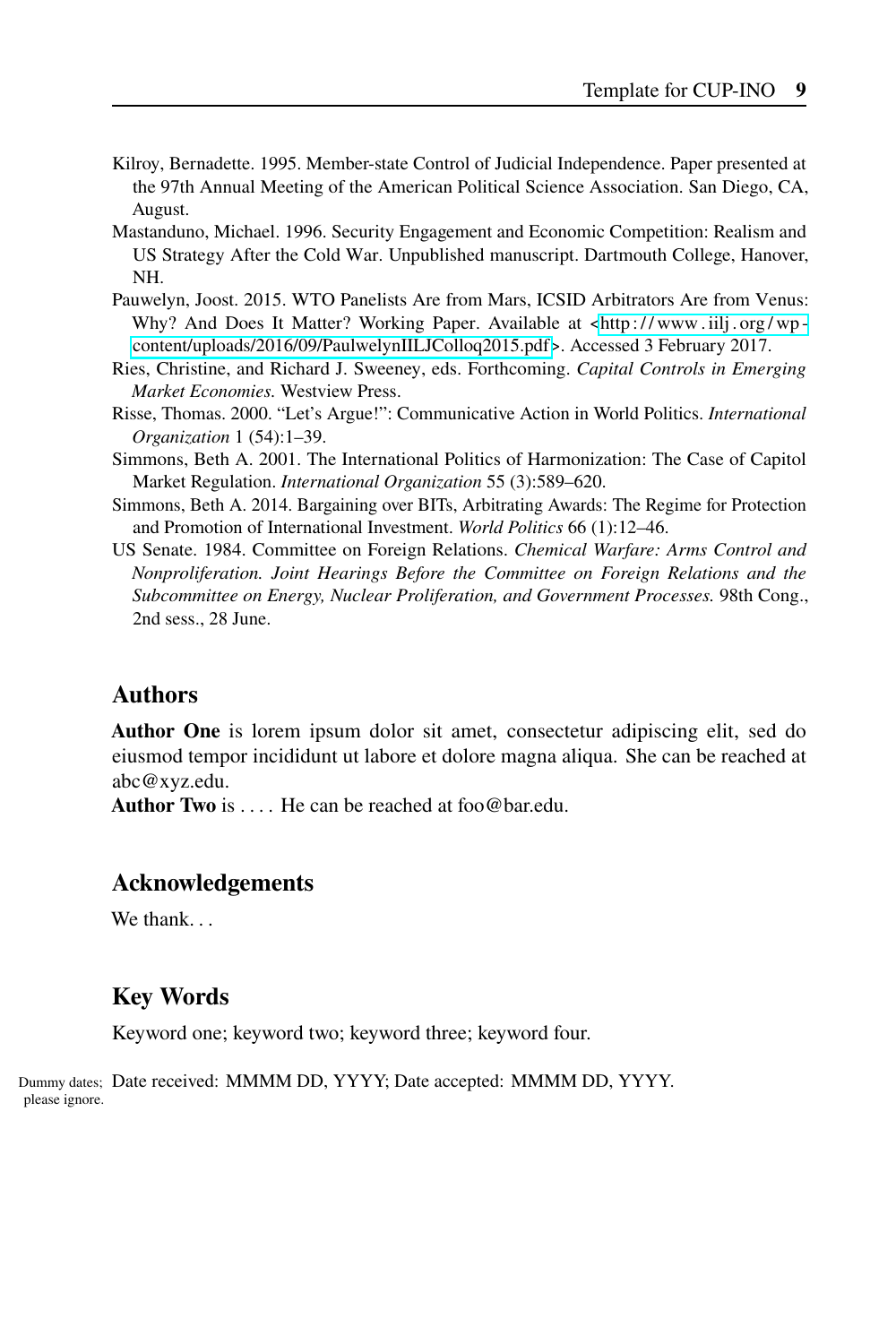Kilroy, Bernadette. 1995. Member-state Control of Judicial Independence. Paper presented at the 97th Annual Meeting of the American Political Science Association. San Diego, CA, August.

Mastanduno, Michael. 1996. Security Engagement and Economic Competition: Realism and US Strategy After the Cold War. Unpublished manuscript. Dartmouth College, Hanover, NH.

Pauwelyn, Joost. 2015. WTO Panelists Are from Mars, ICSID Arbitrators Are from Venus: Why? And Does It Matter? Working Paper. Available at <http://www.iilj.org/wp-content/uploads/2016/09/PaulwelynIILJColloq2015.pdf>. Accessed 3 February 2017.

Ries, Christine, and Richard J. Sweeney, eds. Forthcoming. *Capital Controls in Emerging Market Economies.* Westview Press.

Risse, Thomas. 2000. "Let's Argue!": Communicative Action in World Politics. *International Organization* 1 (54):1–39.

Simmons, Beth A. 2001. The International Politics of Harmonization: The Case of Capitol Market Regulation. *International Organization* 55 (3):589–620.

Simmons, Beth A. 2014. Bargaining over BITs, Arbitrating Awards: The Regime for Protection and Promotion of International Investment. *World Politics* 66 (1):12–46.

US Senate. 1984. Committee on Foreign Relations. *Chemical Warfare: Arms Control and Nonproliferation. Joint Hearings Before the Committee on Foreign Relations and the Subcommittee on Energy, Nuclear Proliferation, and Government Processes.* 98th Cong., 2nd sess., 28 June.

## Authors

**Author One** is lorem ipsum dolor sit amet, consectetur adipiscing elit, sed do eiusmod tempor incididunt ut labore et dolore magna aliqua. She can be reached at abc@xyz.edu.
**Author Two** is .... He can be reached at foo@bar.edu.

## Acknowledgements

We thank...

## Key Words

Keyword one; keyword two; keyword three; keyword four.

Dummy dates; please ignore. Date received: MMMM DD, YYYY; Date accepted: MMMM DD, YYYY.